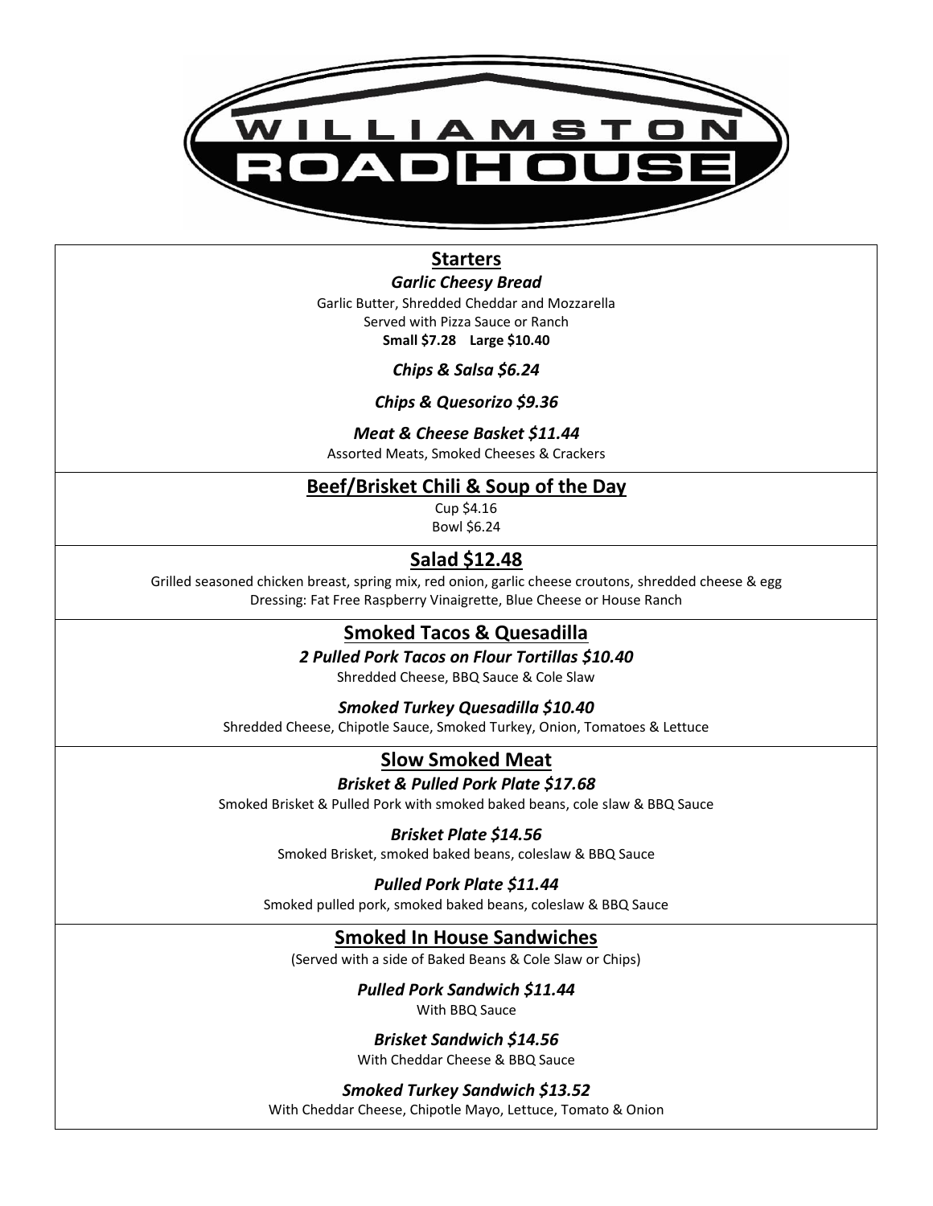# WILLIAMSTON ROADHOUSE

## Starters

### *Garlic Cheesy Bread*

Garlic Butter, Shredded Cheddar and Mozzarella
Served with Pizza Sauce or Ranch
**Small $7.28 Large $10.40**

### *Chips & Salsa $6.24*

### *Chips & Quesorizo $9.36*

### *Meat & Cheese Basket $11.44*

Assorted Meats, Smoked Cheeses & Crackers

## Beef/Brisket Chili & Soup of the Day

Cup $4.16
Bowl $6.24

## Salad $12.48

Grilled seasoned chicken breast, spring mix, red onion, garlic cheese croutons, shredded cheese & egg
Dressing: Fat Free Raspberry Vinaigrette, Blue Cheese or House Ranch

## Smoked Tacos & Quesadilla

### *2 Pulled Pork Tacos on Flour Tortillas $10.40*

Shredded Cheese, BBQ Sauce & Cole Slaw

### *Smoked Turkey Quesadilla $10.40*

Shredded Cheese, Chipotle Sauce, Smoked Turkey, Onion, Tomatoes & Lettuce

## Slow Smoked Meat

### *Brisket & Pulled Pork Plate $17.68*

Smoked Brisket & Pulled Pork with smoked baked beans, cole slaw & BBQ Sauce

### *Brisket Plate $14.56*

Smoked Brisket, smoked baked beans, coleslaw & BBQ Sauce

### *Pulled Pork Plate $11.44*

Smoked pulled pork, smoked baked beans, coleslaw & BBQ Sauce

## Smoked In House Sandwiches

(Served with a side of Baked Beans & Cole Slaw or Chips)

### *Pulled Pork Sandwich $11.44*

With BBQ Sauce

### *Brisket Sandwich $14.56*

With Cheddar Cheese & BBQ Sauce

### *Smoked Turkey Sandwich $13.52*

With Cheddar Cheese, Chipotle Mayo, Lettuce, Tomato & Onion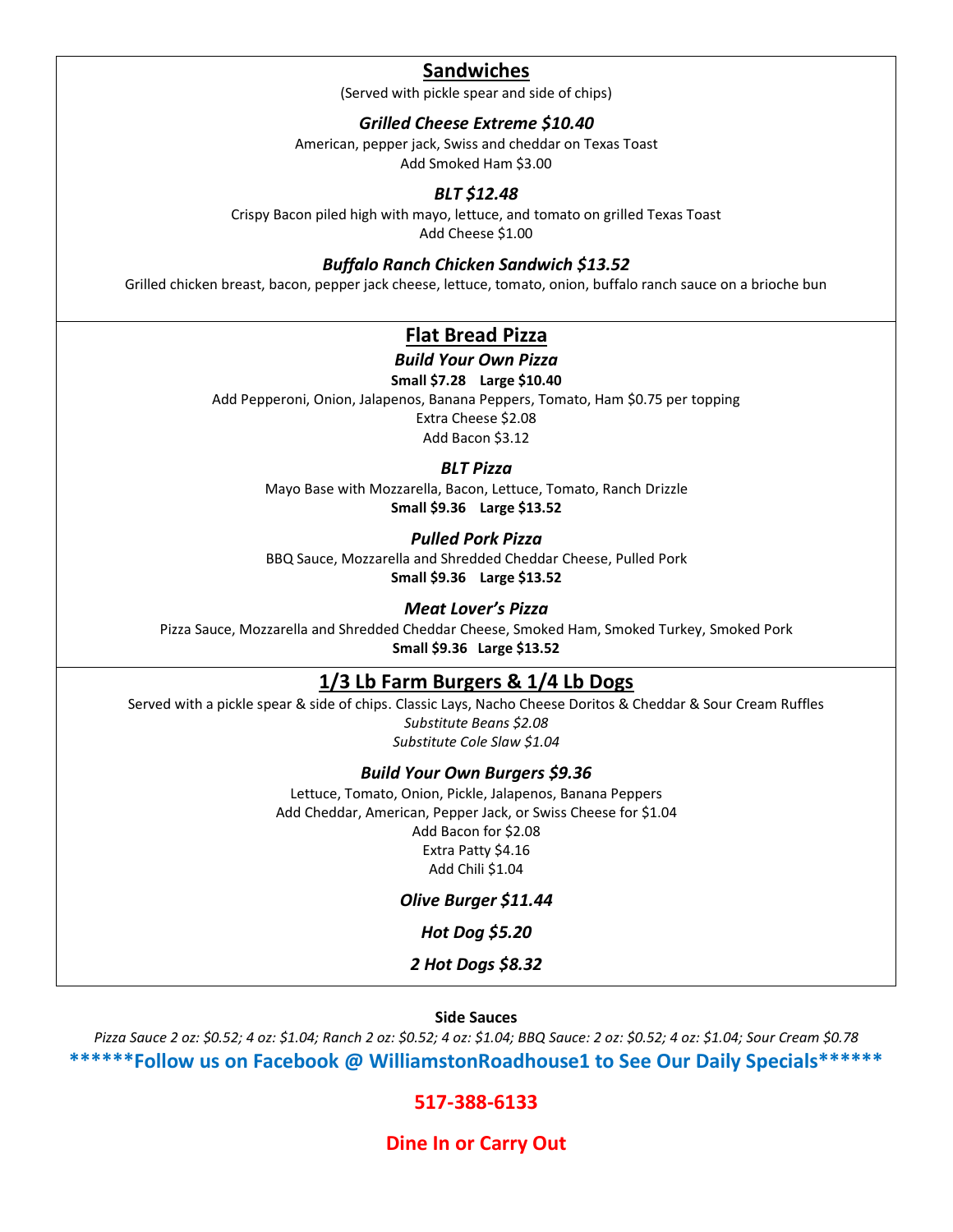## Sandwiches

(Served with pickle spear and side of chips)

### *Grilled Cheese Extreme $10.40*

American, pepper jack, Swiss and cheddar on Texas Toast

Add Smoked Ham $3.00

### *BLT $12.48*

Crispy Bacon piled high with mayo, lettuce, and tomato on grilled Texas Toast

Add Cheese $1.00

### *Buffalo Ranch Chicken Sandwich $13.52*

Grilled chicken breast, bacon, pepper jack cheese, lettuce, tomato, onion, buffalo ranch sauce on a brioche bun

## Flat Bread Pizza

### *Build Your Own Pizza*

**Small $7.28 Large $10.40**

Add Pepperoni, Onion, Jalapenos, Banana Peppers, Tomato, Ham $0.75 per topping

Extra Cheese $2.08

Add Bacon $3.12

### *BLT Pizza*

Mayo Base with Mozzarella, Bacon, Lettuce, Tomato, Ranch Drizzle

**Small $9.36 Large $13.52**

### *Pulled Pork Pizza*

BBQ Sauce, Mozzarella and Shredded Cheddar Cheese, Pulled Pork

**Small $9.36 Large $13.52**

### *Meat Lover's Pizza*

Pizza Sauce, Mozzarella and Shredded Cheddar Cheese, Smoked Ham, Smoked Turkey, Smoked Pork

**Small $9.36 Large $13.52**

## 1/3 Lb Farm Burgers & 1/4 Lb Dogs

Served with a pickle spear & side of chips. Classic Lays, Nacho Cheese Doritos & Cheddar & Sour Cream Ruffles

*Substitute Beans $2.08*

*Substitute Cole Slaw $1.04*

### *Build Your Own Burgers $9.36*

Lettuce, Tomato, Onion, Pickle, Jalapenos, Banana Peppers

Add Cheddar, American, Pepper Jack, or Swiss Cheese for $1.04

Add Bacon for $2.08

Extra Patty $4.16

Add Chili $1.04

### *Olive Burger $11.44*

### *Hot Dog $5.20*

### *2 Hot Dogs $8.32*

**Side Sauces**

*Pizza Sauce 2 oz: $0.52; 4 oz: $1.04; Ranch 2 oz: $0.52; 4 oz: $1.04; BBQ Sauce: 2 oz: $0.52; 4 oz: $1.04; Sour Cream $0.78*

********Follow us on Facebook @ WilliamstonRoadhouse1 to See Our Daily Specials******

**517-388-6133**

**Dine In or Carry Out**